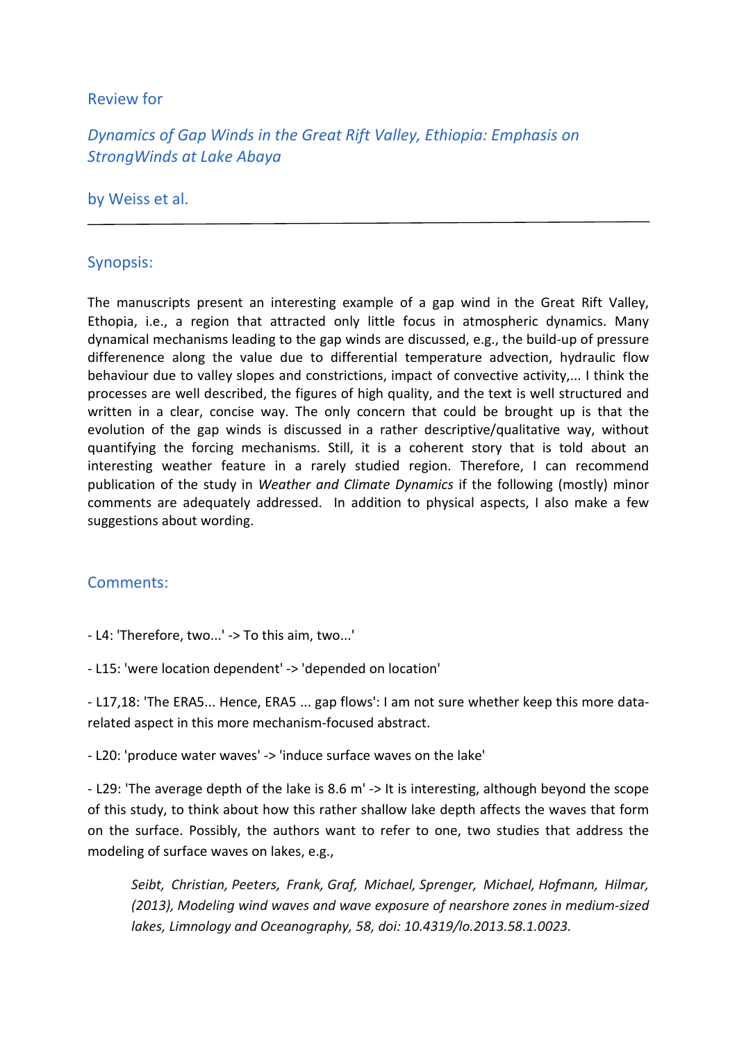## Review for

## *Dynamics of Gap Winds in the Great Rift Valley, Ethiopia: Emphasis on StrongWinds at Lake Abaya*

## by Weiss et al.

---

## Synopsis:

The manuscripts present an interesting example of a gap wind in the Great Rift Valley, Ethiopia, i.e., a region that attracted only little focus in atmospheric dynamics. Many dynamical mechanisms leading to the gap winds are discussed, e.g., the build-up of pressure difference along the value due to differential temperature advection, hydraulic flow behaviour due to valley slopes and constrictions, impact of convective activity,... I think the processes are well described, the figures of high quality, and the text is well structured and written in a clear, concise way. The only concern that could be brought up is that the evolution of the gap winds is discussed in a rather descriptive/qualitative way, without quantifying the forcing mechanisms. Still, it is a coherent story that is told about an interesting weather feature in a rarely studied region. Therefore, I can recommend publication of the study in *Weather and Climate Dynamics* if the following (mostly) minor comments are adequately addressed. In addition to physical aspects, I also make a few suggestions about wording.

## Comments:

- L4: 'Therefore, two...' -> To this aim, two...'

- L15: 'were location dependent' -> 'depended on location'

- L17,18: 'The ERA5... Hence, ERA5 ... gap flows': I am not sure whether keep this more data-related aspect in this more mechanism-focused abstract.

- L20: 'produce water waves' -> 'induce surface waves on the lake'

- L29: 'The average depth of the lake is 8.6 m' -> It is interesting, although beyond the scope of this study, to think about how this rather shallow lake depth affects the waves that form on the surface. Possibly, the authors want to refer to one, two studies that address the modeling of surface waves on lakes, e.g.,

> *Seibt, Christian, Peeters, Frank, Graf, Michael, Sprenger, Michael, Hofmann, Hilmar, (2013), Modeling wind waves and wave exposure of nearshore zones in medium-sized lakes, Limnology and Oceanography, 58, doi: 10.4319/lo.2013.58.1.0023.*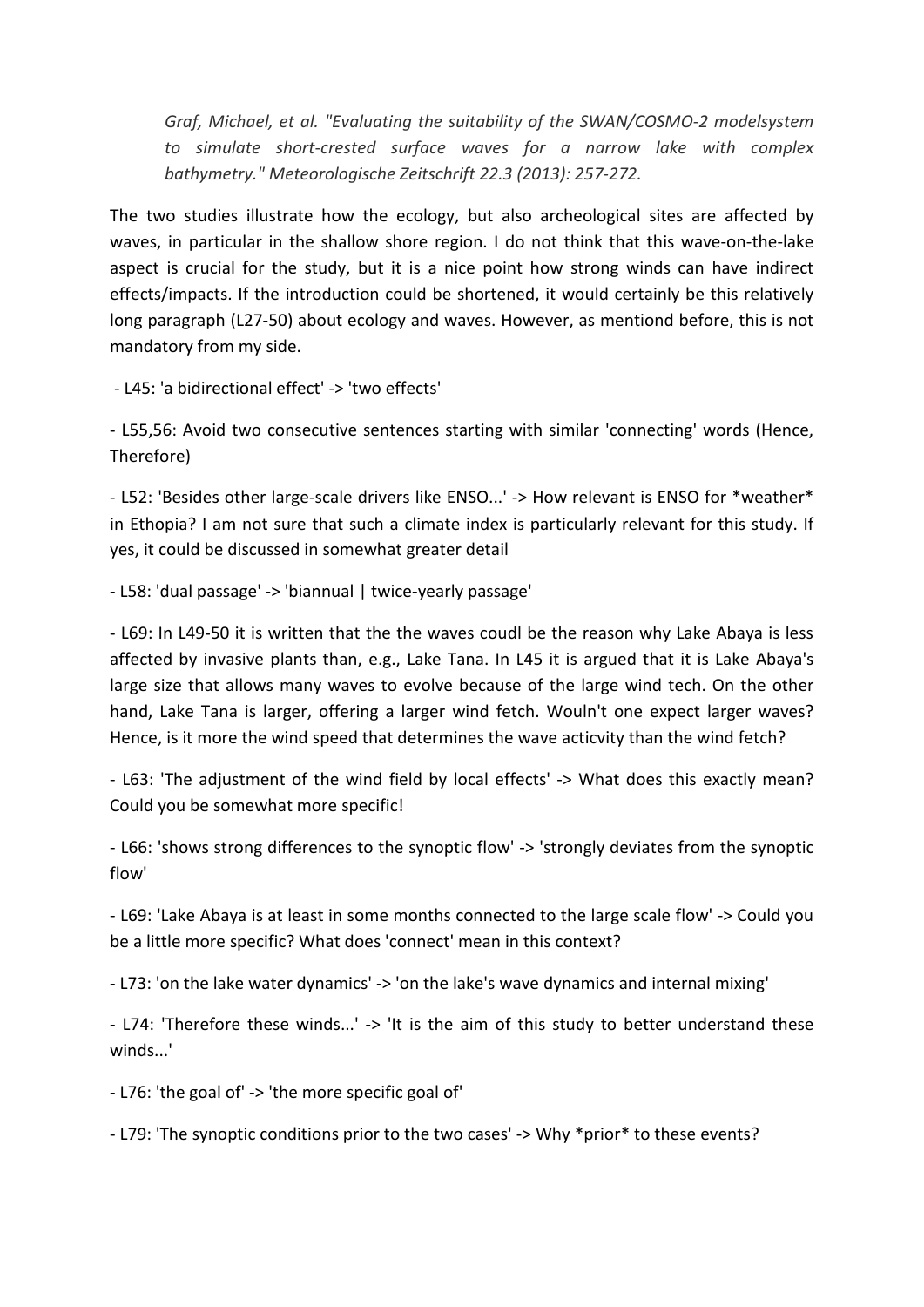*Graf, Michael, et al. "Evaluating the suitability of the SWAN/COSMO-2 modelsystem to simulate short-crested surface waves for a narrow lake with complex bathymetry." Meteorologische Zeitschrift 22.3 (2013): 257-272.*

The two studies illustrate how the ecology, but also archeological sites are affected by waves, in particular in the shallow shore region. I do not think that this wave-on-the-lake aspect is crucial for the study, but it is a nice point how strong winds can have indirect effects/impacts. If the introduction could be shortened, it would certainly be this relatively long paragraph (L27-50) about ecology and waves. However, as mentiond before, this is not mandatory from my side.

- L45: 'a bidirectional effect' -> 'two effects'

- L55,56: Avoid two consecutive sentences starting with similar 'connecting' words (Hence, Therefore)

- L52: 'Besides other large-scale drivers like ENSO...' -> How relevant is ENSO for *weather* in Ethopia? I am not sure that such a climate index is particularly relevant for this study. If yes, it could be discussed in somewhat greater detail

- L58: 'dual passage' -> 'biannual | twice-yearly passage'

- L69: In L49-50 it is written that the the waves coudl be the reason why Lake Abaya is less affected by invasive plants than, e.g., Lake Tana. In L45 it is argued that it is Lake Abaya's large size that allows many waves to evolve because of the large wind tech. On the other hand, Lake Tana is larger, offering a larger wind fetch. Wouln't one expect larger waves? Hence, is it more the wind speed that determines the wave acticvity than the wind fetch?

- L63: 'The adjustment of the wind field by local effects' -> What does this exactly mean? Could you be somewhat more specific!

- L66: 'shows strong differences to the synoptic flow' -> 'strongly deviates from the synoptic flow'

- L69: 'Lake Abaya is at least in some months connected to the large scale flow' -> Could you be a little more specific? What does 'connect' mean in this context?

- L73: 'on the lake water dynamics' -> 'on the lake's wave dynamics and internal mixing'

- L74: 'Therefore these winds...' -> 'It is the aim of this study to better understand these winds...'

- L76: 'the goal of' -> 'the more specific goal of'

- L79: 'The synoptic conditions prior to the two cases' -> Why *prior* to these events?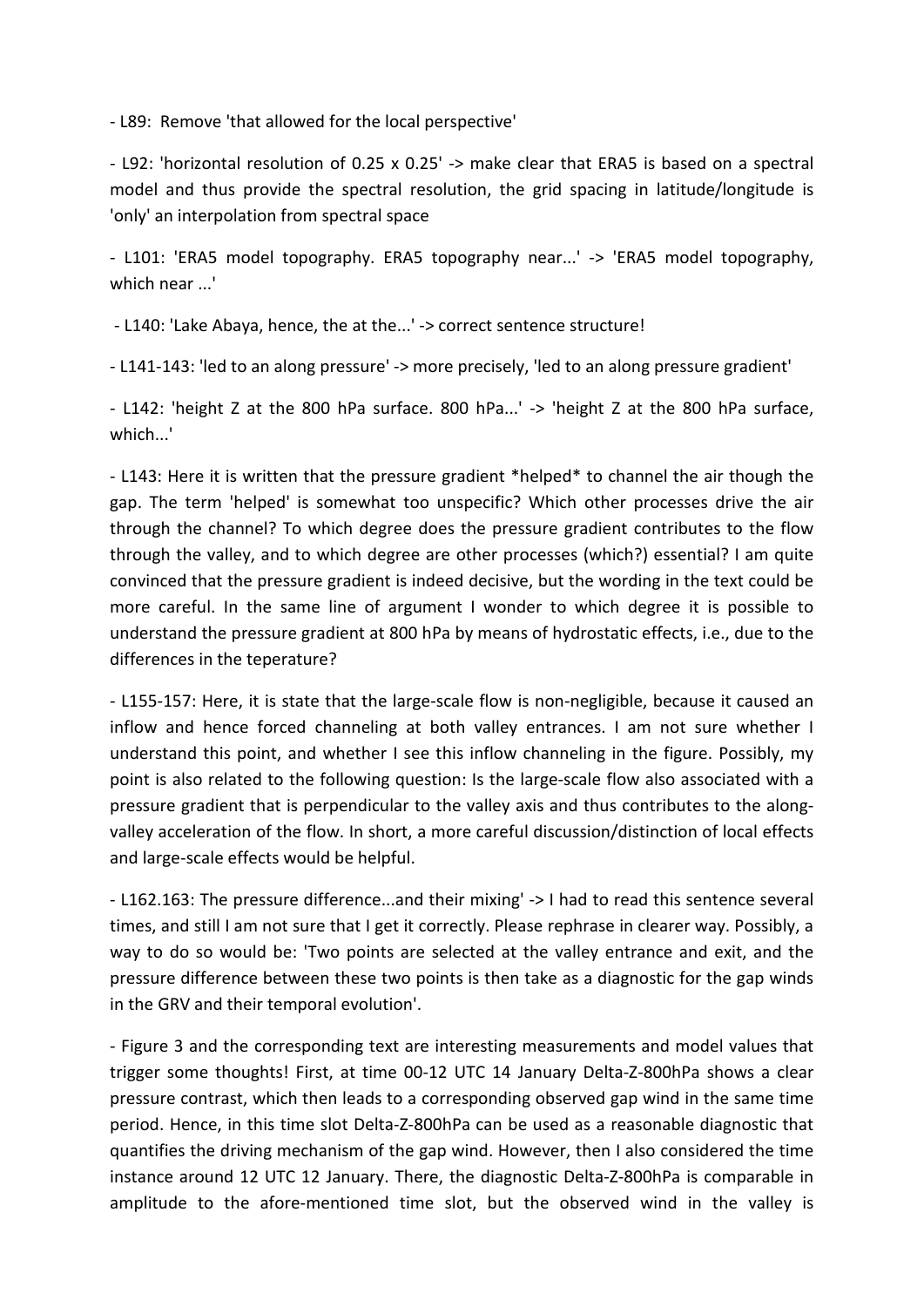- L89: Remove 'that allowed for the local perspective'

- L92: 'horizontal resolution of 0.25 x 0.25' -> make clear that ERA5 is based on a spectral model and thus provide the spectral resolution, the grid spacing in latitude/longitude is 'only' an interpolation from spectral space

- L101: 'ERA5 model topography. ERA5 topography near...' -> 'ERA5 model topography, which near ...'

- L140: 'Lake Abaya, hence, the at the...' -> correct sentence structure!

- L141-143: 'led to an along pressure' -> more precisely, 'led to an along pressure gradient'

- L142: 'height Z at the 800 hPa surface. 800 hPa...' -> 'height Z at the 800 hPa surface, which...'

- L143: Here it is written that the pressure gradient *helped* to channel the air though the gap. The term 'helped' is somewhat too unspecific? Which other processes drive the air through the channel? To which degree does the pressure gradient contributes to the flow through the valley, and to which degree are other processes (which?) essential? I am quite convinced that the pressure gradient is indeed decisive, but the wording in the text could be more careful. In the same line of argument I wonder to which degree it is possible to understand the pressure gradient at 800 hPa by means of hydrostatic effects, i.e., due to the differences in the teperature?

- L155-157: Here, it is state that the large-scale flow is non-negligible, because it caused an inflow and hence forced channeling at both valley entrances. I am not sure whether I understand this point, and whether I see this inflow channeling in the figure. Possibly, my point is also related to the following question: Is the large-scale flow also associated with a pressure gradient that is perpendicular to the valley axis and thus contributes to the along-valley acceleration of the flow. In short, a more careful discussion/distinction of local effects and large-scale effects would be helpful.

- L162.163: The pressure difference...and their mixing' -> I had to read this sentence several times, and still I am not sure that I get it correctly. Please rephrase in clearer way. Possibly, a way to do so would be: 'Two points are selected at the valley entrance and exit, and the pressure difference between these two points is then take as a diagnostic for the gap winds in the GRV and their temporal evolution'.

- Figure 3 and the corresponding text are interesting measurements and model values that trigger some thoughts! First, at time 00-12 UTC 14 January Delta-Z-800hPa shows a clear pressure contrast, which then leads to a corresponding observed gap wind in the same time period. Hence, in this time slot Delta-Z-800hPa can be used as a reasonable diagnostic that quantifies the driving mechanism of the gap wind. However, then I also considered the time instance around 12 UTC 12 January. There, the diagnostic Delta-Z-800hPa is comparable in amplitude to the afore-mentioned time slot, but the observed wind in the valley is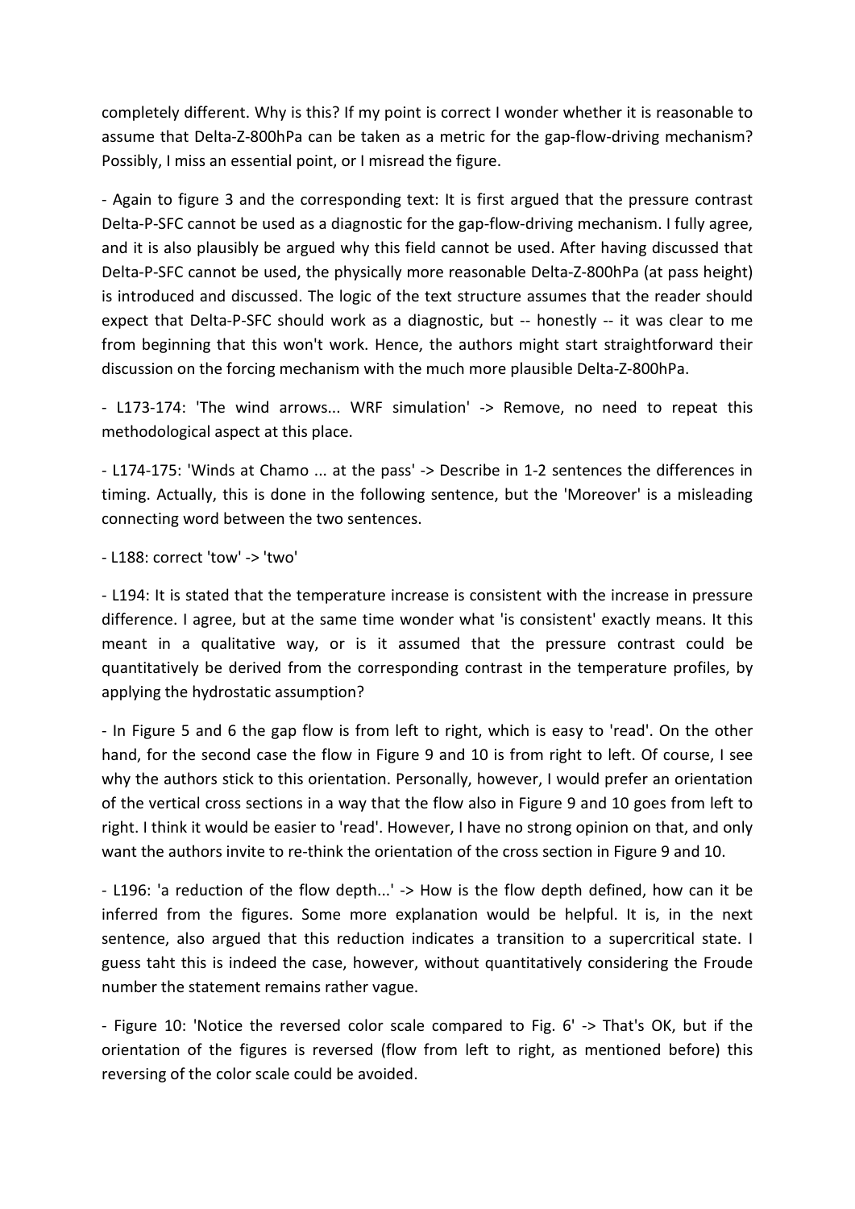completely different. Why is this? If my point is correct I wonder whether it is reasonable to assume that Delta-Z-800hPa can be taken as a metric for the gap-flow-driving mechanism? Possibly, I miss an essential point, or I misread the figure.

- Again to figure 3 and the corresponding text: It is first argued that the pressure contrast Delta-P-SFC cannot be used as a diagnostic for the gap-flow-driving mechanism. I fully agree, and it is also plausibly be argued why this field cannot be used. After having discussed that Delta-P-SFC cannot be used, the physically more reasonable Delta-Z-800hPa (at pass height) is introduced and discussed. The logic of the text structure assumes that the reader should expect that Delta-P-SFC should work as a diagnostic, but -- honestly -- it was clear to me from beginning that this won't work. Hence, the authors might start straightforward their discussion on the forcing mechanism with the much more plausible Delta-Z-800hPa.

- L173-174: 'The wind arrows... WRF simulation' -> Remove, no need to repeat this methodological aspect at this place.

- L174-175: 'Winds at Chamo ... at the pass' -> Describe in 1-2 sentences the differences in timing. Actually, this is done in the following sentence, but the 'Moreover' is a misleading connecting word between the two sentences.

- L188: correct 'tow' -> 'two'

- L194: It is stated that the temperature increase is consistent with the increase in pressure difference. I agree, but at the same time wonder what 'is consistent' exactly means. It this meant in a qualitative way, or is it assumed that the pressure contrast could be quantitatively be derived from the corresponding contrast in the temperature profiles, by applying the hydrostatic assumption?

- In Figure 5 and 6 the gap flow is from left to right, which is easy to 'read'. On the other hand, for the second case the flow in Figure 9 and 10 is from right to left. Of course, I see why the authors stick to this orientation. Personally, however, I would prefer an orientation of the vertical cross sections in a way that the flow also in Figure 9 and 10 goes from left to right. I think it would be easier to 'read'. However, I have no strong opinion on that, and only want the authors invite to re-think the orientation of the cross section in Figure 9 and 10.

- L196: 'a reduction of the flow depth...' -> How is the flow depth defined, how can it be inferred from the figures. Some more explanation would be helpful. It is, in the next sentence, also argued that this reduction indicates a transition to a supercritical state. I guess taht this is indeed the case, however, without quantitatively considering the Froude number the statement remains rather vague.

- Figure 10: 'Notice the reversed color scale compared to Fig. 6' -> That's OK, but if the orientation of the figures is reversed (flow from left to right, as mentioned before) this reversing of the color scale could be avoided.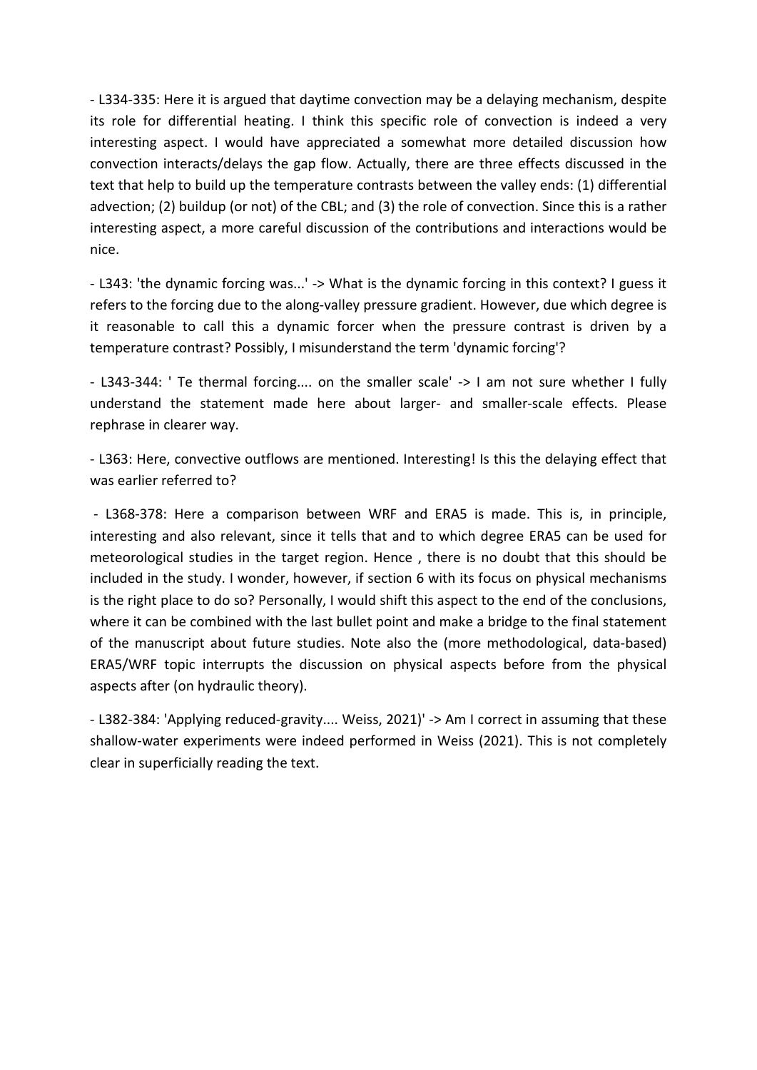- L334-335: Here it is argued that daytime convection may be a delaying mechanism, despite its role for differential heating. I think this specific role of convection is indeed a very interesting aspect. I would have appreciated a somewhat more detailed discussion how convection interacts/delays the gap flow. Actually, there are three effects discussed in the text that help to build up the temperature contrasts between the valley ends: (1) differential advection; (2) buildup (or not) of the CBL; and (3) the role of convection. Since this is a rather interesting aspect, a more careful discussion of the contributions and interactions would be nice.

- L343: 'the dynamic forcing was...' -> What is the dynamic forcing in this context? I guess it refers to the forcing due to the along-valley pressure gradient. However, due which degree is it reasonable to call this a dynamic forcer when the pressure contrast is driven by a temperature contrast? Possibly, I misunderstand the term 'dynamic forcing'?

- L343-344: ' Te thermal forcing.... on the smaller scale' -> I am not sure whether I fully understand the statement made here about larger- and smaller-scale effects. Please rephrase in clearer way.

- L363: Here, convective outflows are mentioned. Interesting! Is this the delaying effect that was earlier referred to?

- L368-378: Here a comparison between WRF and ERA5 is made. This is, in principle, interesting and also relevant, since it tells that and to which degree ERA5 can be used for meteorological studies in the target region. Hence , there is no doubt that this should be included in the study. I wonder, however, if section 6 with its focus on physical mechanisms is the right place to do so? Personally, I would shift this aspect to the end of the conclusions, where it can be combined with the last bullet point and make a bridge to the final statement of the manuscript about future studies. Note also the (more methodological, data-based) ERA5/WRF topic interrupts the discussion on physical aspects before from the physical aspects after (on hydraulic theory).

- L382-384: 'Applying reduced-gravity.... Weiss, 2021)' -> Am I correct in assuming that these shallow-water experiments were indeed performed in Weiss (2021). This is not completely clear in superficially reading the text.